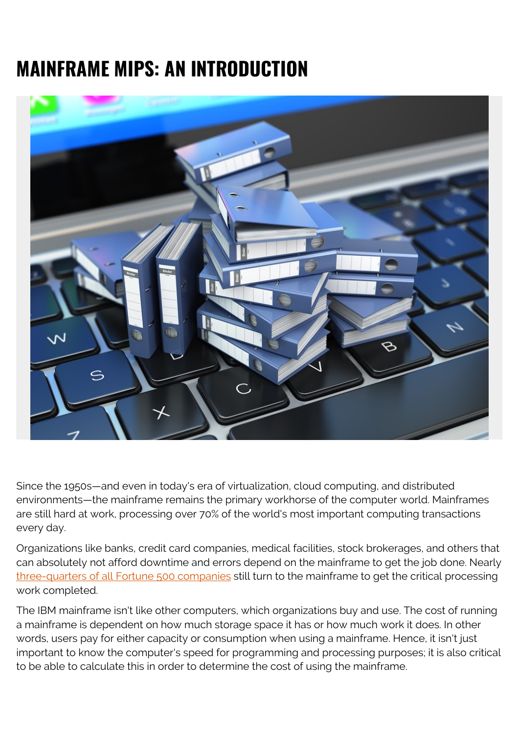# MAINFRAME MIPS: AN INTRODUCTION

Since the 1950s—and even in today's era of virtualization, cloud computing, and distributed environments—the mainframe remains the primary workhorse of the computer world. Mainframes are still hard at work, processing over 70% of the world's most important computing transactions every day.

Organizations like banks, credit card companies, medical facilities, stock brokerages, and others that can absolutely not afford downtime and errors depend on the mainframe to get the job done. Nearly three-quarters of all Fortune 500 companies still turn to the mainframe to get the critical processing work completed.

The IBM mainframe isn't like other computers, which organizations buy and use. The cost of running a mainframe is dependent on how much storage space it has or how much work it does. In other words, users pay for either capacity or consumption when using a mainframe. Hence, it isn't just important to know the computer's speed for programming and processing purposes; it is also critical to be able to calculate this in order to determine the cost of using the mainframe.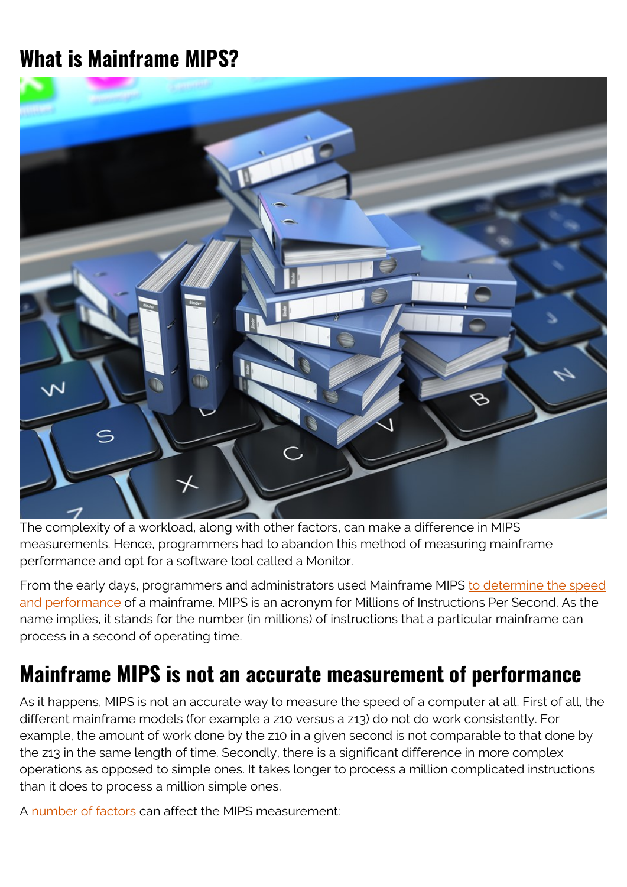# What is Mainframe MIPS?

The complexity of a workload, along with other factors, can make a difference in MIPS measurements. Hence, programmers had to abandon this method of measuring mainframe performance and opt for a software tool called a Monitor.

From the early days, programmers and administrators used Mainframe MIPS to determine the speed and performance of a mainframe. MIPS is an acronym for Millions of Instructions Per Second. As the name implies, it stands for the number (in millions) of instructions that a particular mainframe can process in a second of operating time.

## Mainframe MIPS is not an accurate measurement of performance

As it happens, MIPS is not an accurate way to measure the speed of a computer at all. First of all, the different mainframe models (for example a z10 versus a z13) do not do work consistently. For example, the amount of work done by the z10 in a given second is not comparable to that done by the z13 in the same length of time. Secondly, there is a significant difference in more complex operations as opposed to simple ones. It takes longer to process a million complicated instructions than it does to process a million simple ones.

A number of factors can affect the MIPS measurement: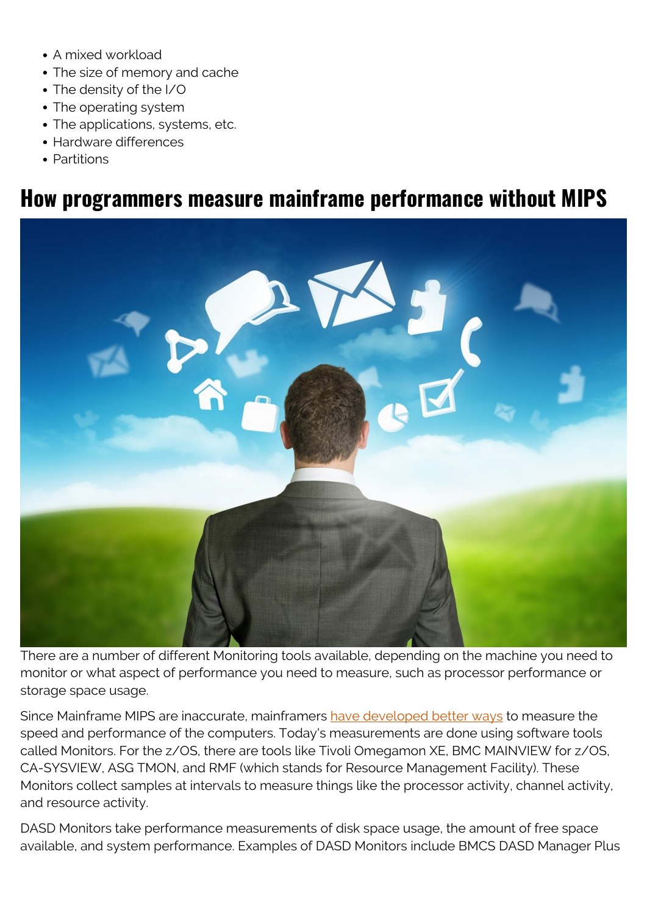- A mixed workload
- The size of memory and cache
- The density of the I/O
- The operating system
- The applications, systems, etc.
- Hardware differences
- Partitions

## How programmers measure mainframe performance without MIPS

There are a number of different Monitoring tools available, depending on the machine you need to monitor or what aspect of performance you need to measure, such as processor performance or storage space usage.

Since Mainframe MIPS are inaccurate, mainframers have developed better ways to measure the speed and performance of the computers. Today's measurements are done using software tools called Monitors. For the z/OS, there are tools like Tivoli Omegamon XE, BMC MAINVIEW for z/OS, CA-SYSVIEW, ASG TMON, and RMF (which stands for Resource Management Facility). These Monitors collect samples at intervals to measure things like the processor activity, channel activity, and resource activity.

DASD Monitors take performance measurements of disk space usage, the amount of free space available, and system performance. Examples of DASD Monitors include BMCS DASD Manager Plus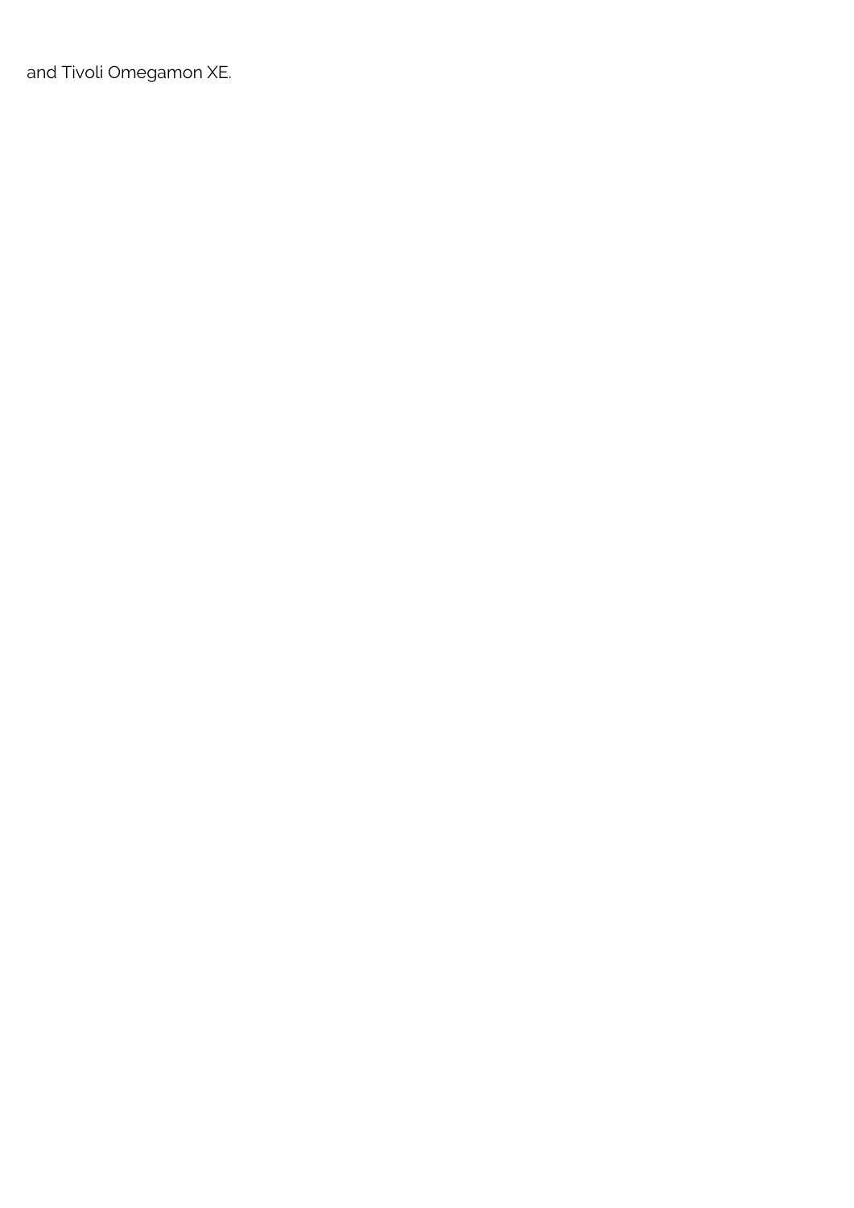and Tivoli Omegamon XE.